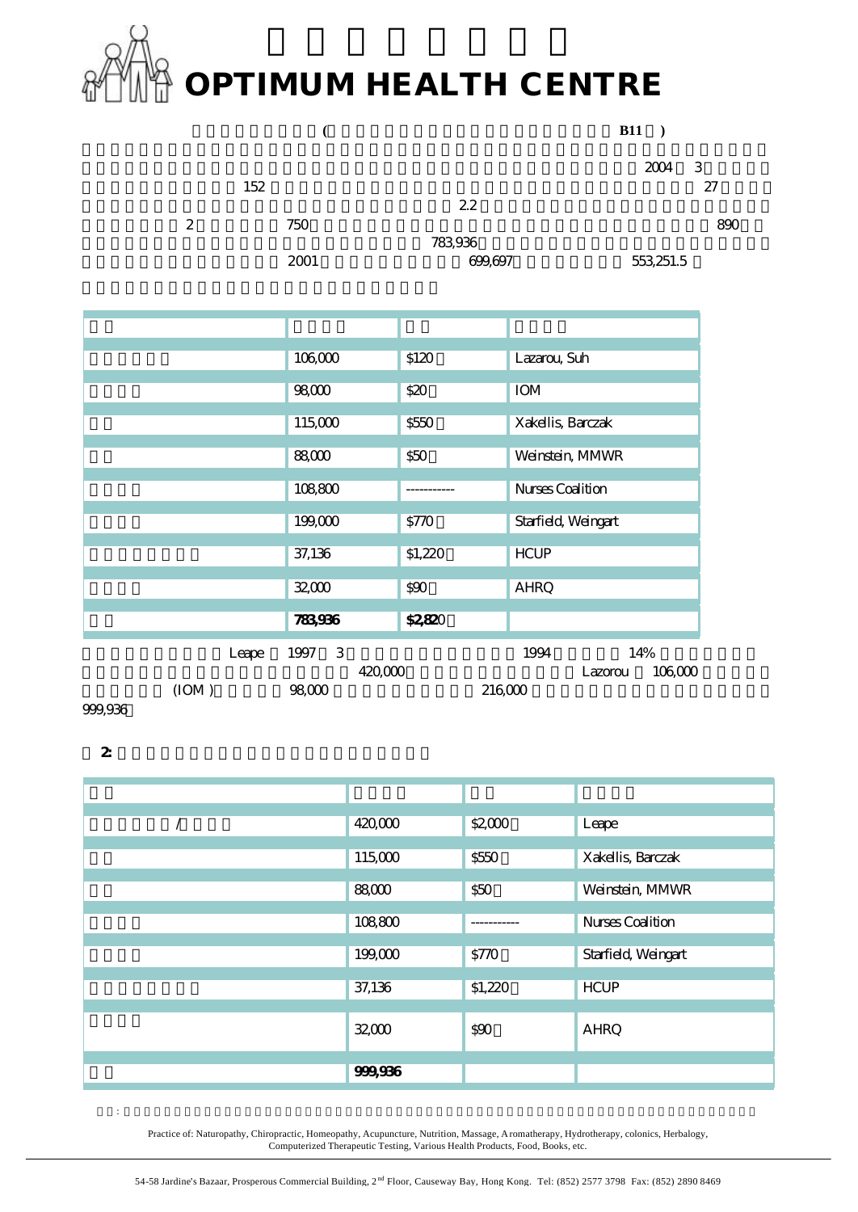# OPTIMUM HEALTH CENTRE

( B11 )

2004 3

152 27

2.2

2 750 890

783,936

2001 699,697 553,251.5

| | | | |
|---|---|---|---|
| | 106,000 | $120 | Lazarou, Suh |
| | 98,000 | $20 | IOM |
| | 115,000 | $550 | Xakellis, Barczak |
| | 88,000 | $50 | Weinstein, MMWR |
| | 108,800 | ----------- | Nurses Coalition |
| | 199,000 | $770 | Starfield, Weingart |
| | 37,136 | $1,220 | HCUP |
| | 32,000 | $90 | AHRQ |
| | **783,936** | **$2,820** | |

Leape 1997 3 1994 14%

420,000 Lazorou 106,000

(IOM ) 98,000 216,000

999,936

**2:**

| | | | |
|---|---|---|---|
| / | 420,000 | $2,000 | Leape |
| | 115,000 | $550 | Xakellis, Barczak |
| | 88,000 | $50 | Weinstein, MMWR |
| | 108,800 | ----------- | Nurses Coalition |
| | 199,000 | $770 | Starfield, Weingart |
| | 37,136 | $1,220 | HCUP |
| | 32,000 | $90 | AHRQ |
| | **999,936** | | |

:

Practice of: Naturopathy, Chiropractic, Homeopathy, Acupuncture, Nutrition, Massage, Aromatherapy, Hydrotherapy, colonics, Herbalogy, Computerized Therapeutic Testing, Various Health Products, Food, Books, etc.

54-58 Jardine's Bazaar, Prosperous Commercial Building, 2nd Floor, Causeway Bay, Hong Kong. Tel: (852) 2577 3798 Fax: (852) 2890 8469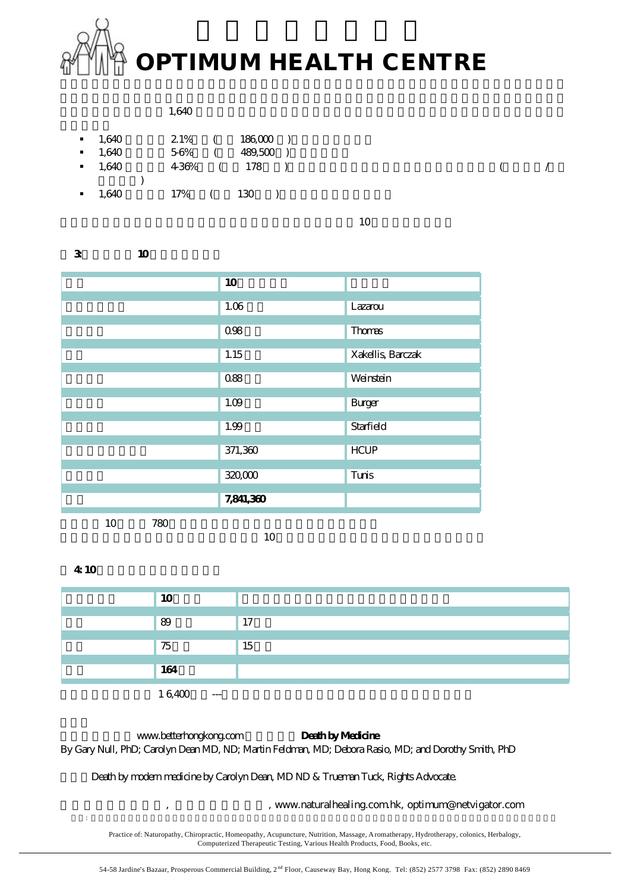# OPTIMUM HEALTH CENTRE

1,640

- 1,640 2.1% ( 186,000 )
- 1,640 5-6% ( 489,500 )
- 1,640 4-36% ( 178 ) ( / )
- 1,640 17% ( 130 )

10

**3: 10**

| | 10 | |
|---|---|---|
| | 1.06 | Lazarou |
| | 0.98 | Thomas |
| | 1.15 | Xakellis, Barczak |
| | 0.88 | Weinstein |
| | 1.09 | Burger |
| | 1.99 | Starfield |
| | 371,360 | HCUP |
| | 320,000 | Tunis |
| | **7,841,360** | |

10 780

10

**4: 10**

| | 10 | |
|---|---|---|
| | 89 | 17 |
| | 75 | 15 |
| | **164** | |

1 6,400 ---

www.betterhongkong.com **Death by Medicine**

By Gary Null, PhD; Carolyn Dean MD, ND; Martin Feldman, MD; Debora Rasio, MD; and Dorothy Smith, PhD

Death by modern medicine by Carolyn Dean, MD ND & Trueman Tuck, Rights Advocate.

, , www.naturalhealing.com.hk, optimum@netvigator.com

:

Practice of: Naturopathy, Chiropractic, Homeopathy, Acupuncture, Nutrition, Massage, Aromatherapy, Hydrotherapy, colonics, Herbalogy, Computerized Therapeutic Testing, Various Health Products, Food, Books, etc.

54-58 Jardine's Bazaar, Prosperous Commercial Building, 2nd Floor, Causeway Bay, Hong Kong. Tel: (852) 2577 3798 Fax: (852) 2890 8469